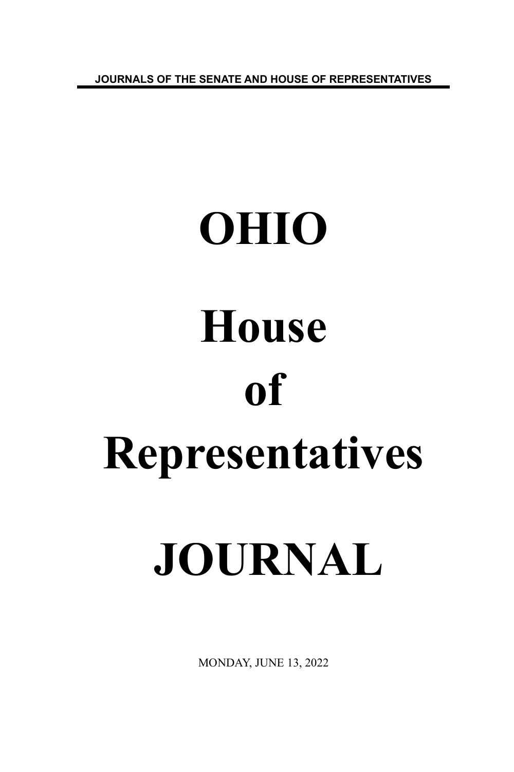JOURNALS OF THE SENATE AND HOUSE OF REPRESENTATIVES

# OHIO

# House

# of

# Representatives

# JOURNAL

MONDAY, JUNE 13, 2022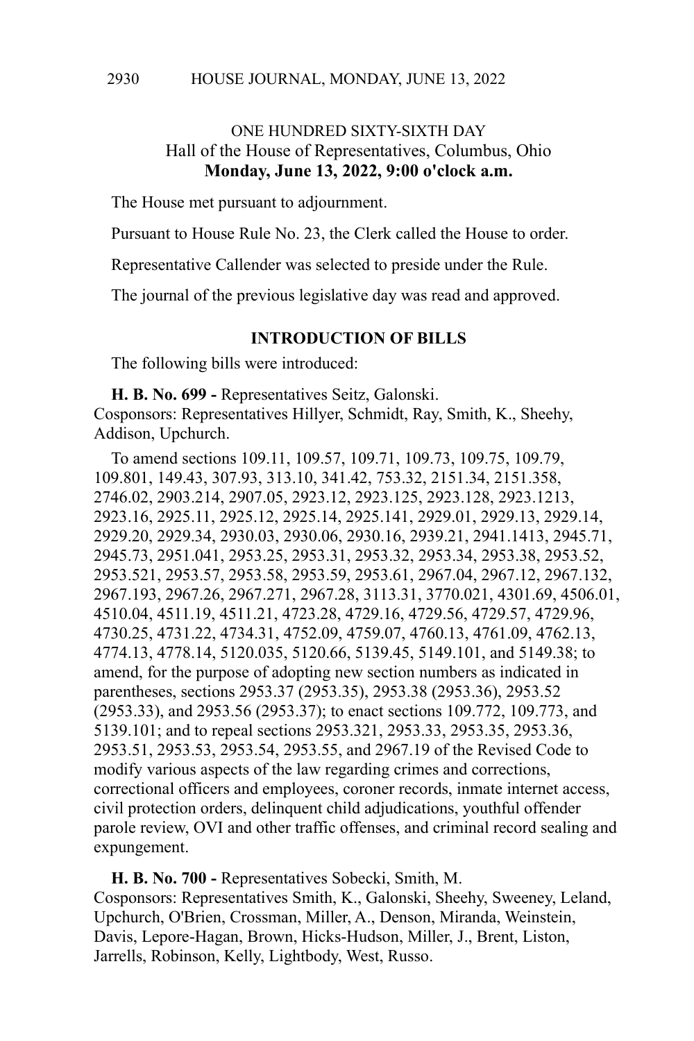## ONE HUNDRED SIXTY-SIXTH DAY

Hall of the House of Representatives, Columbus, Ohio

**Monday, June 13, 2022, 9:00 o'clock a.m.**

The House met pursuant to adjournment.

Pursuant to House Rule No. 23, the Clerk called the House to order.

Representative Callender was selected to preside under the Rule.

The journal of the previous legislative day was read and approved.

### INTRODUCTION OF BILLS

The following bills were introduced:

**H. B. No. 699 -** Representatives Seitz, Galonski.
Cosponsors: Representatives Hillyer, Schmidt, Ray, Smith, K., Sheehy, Addison, Upchurch.

To amend sections 109.11, 109.57, 109.71, 109.73, 109.75, 109.79, 109.801, 149.43, 307.93, 313.10, 341.42, 753.32, 2151.34, 2151.358, 2746.02, 2903.214, 2907.05, 2923.12, 2923.125, 2923.128, 2923.1213, 2923.16, 2925.11, 2925.12, 2925.14, 2925.141, 2929.01, 2929.13, 2929.14, 2929.20, 2929.34, 2930.03, 2930.06, 2930.16, 2939.21, 2941.1413, 2945.71, 2945.73, 2951.041, 2953.25, 2953.31, 2953.32, 2953.34, 2953.38, 2953.52, 2953.521, 2953.57, 2953.58, 2953.59, 2953.61, 2967.04, 2967.12, 2967.132, 2967.193, 2967.26, 2967.271, 2967.28, 3113.31, 3770.021, 4301.69, 4506.01, 4510.04, 4511.19, 4511.21, 4723.28, 4729.16, 4729.56, 4729.57, 4729.96, 4730.25, 4731.22, 4734.31, 4752.09, 4759.07, 4760.13, 4761.09, 4762.13, 4774.13, 4778.14, 5120.035, 5120.66, 5139.45, 5149.101, and 5149.38; to amend, for the purpose of adopting new section numbers as indicated in parentheses, sections 2953.37 (2953.35), 2953.38 (2953.36), 2953.52 (2953.33), and 2953.56 (2953.37); to enact sections 109.772, 109.773, and 5139.101; and to repeal sections 2953.321, 2953.33, 2953.35, 2953.36, 2953.51, 2953.53, 2953.54, 2953.55, and 2967.19 of the Revised Code to modify various aspects of the law regarding crimes and corrections, correctional officers and employees, coroner records, inmate internet access, civil protection orders, delinquent child adjudications, youthful offender parole review, OVI and other traffic offenses, and criminal record sealing and expungement.

**H. B. No. 700 -** Representatives Sobecki, Smith, M.
Cosponsors: Representatives Smith, K., Galonski, Sheehy, Sweeney, Leland, Upchurch, O'Brien, Crossman, Miller, A., Denson, Miranda, Weinstein, Davis, Lepore-Hagan, Brown, Hicks-Hudson, Miller, J., Brent, Liston, Jarrells, Robinson, Kelly, Lightbody, West, Russo.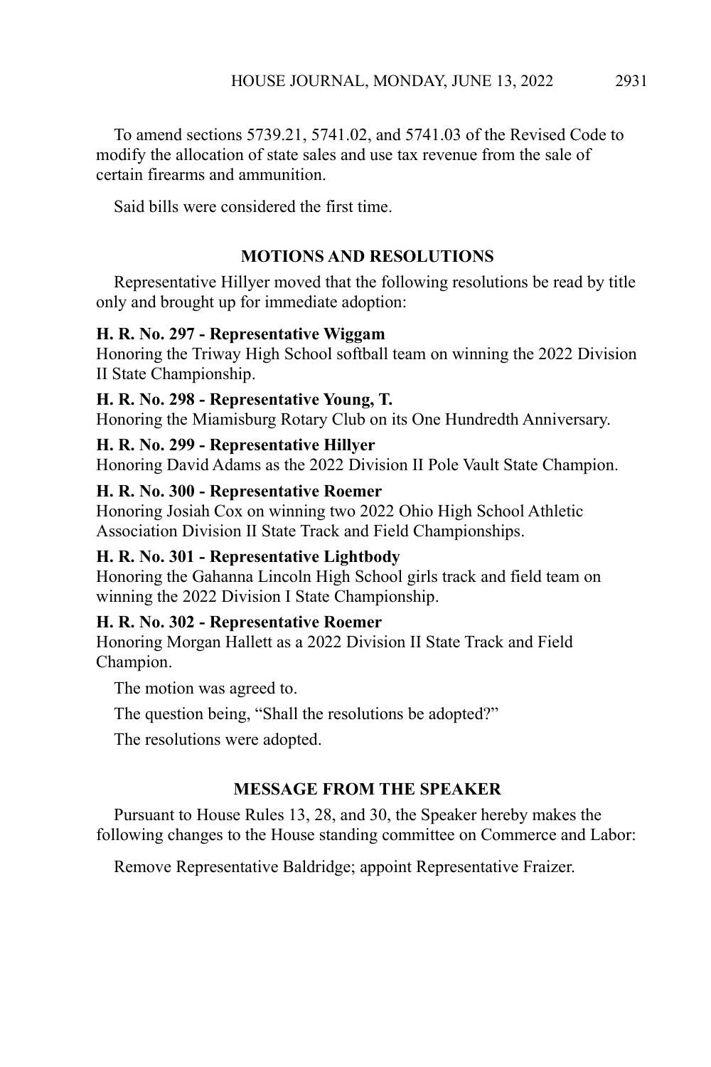To amend sections 5739.21, 5741.02, and 5741.03 of the Revised Code to modify the allocation of state sales and use tax revenue from the sale of certain firearms and ammunition.

Said bills were considered the first time.

## MOTIONS AND RESOLUTIONS

Representative Hillyer moved that the following resolutions be read by title only and brought up for immediate adoption:

**H. R. No. 297 - Representative Wiggam**
Honoring the Triway High School softball team on winning the 2022 Division II State Championship.

**H. R. No. 298 - Representative Young, T.**
Honoring the Miamisburg Rotary Club on its One Hundredth Anniversary.

**H. R. No. 299 - Representative Hillyer**
Honoring David Adams as the 2022 Division II Pole Vault State Champion.

**H. R. No. 300 - Representative Roemer**
Honoring Josiah Cox on winning two 2022 Ohio High School Athletic Association Division II State Track and Field Championships.

**H. R. No. 301 - Representative Lightbody**
Honoring the Gahanna Lincoln High School girls track and field team on winning the 2022 Division I State Championship.

**H. R. No. 302 - Representative Roemer**
Honoring Morgan Hallett as a 2022 Division II State Track and Field Champion.

The motion was agreed to.

The question being, "Shall the resolutions be adopted?"

The resolutions were adopted.

## MESSAGE FROM THE SPEAKER

Pursuant to House Rules 13, 28, and 30, the Speaker hereby makes the following changes to the House standing committee on Commerce and Labor:

Remove Representative Baldridge; appoint Representative Fraizer.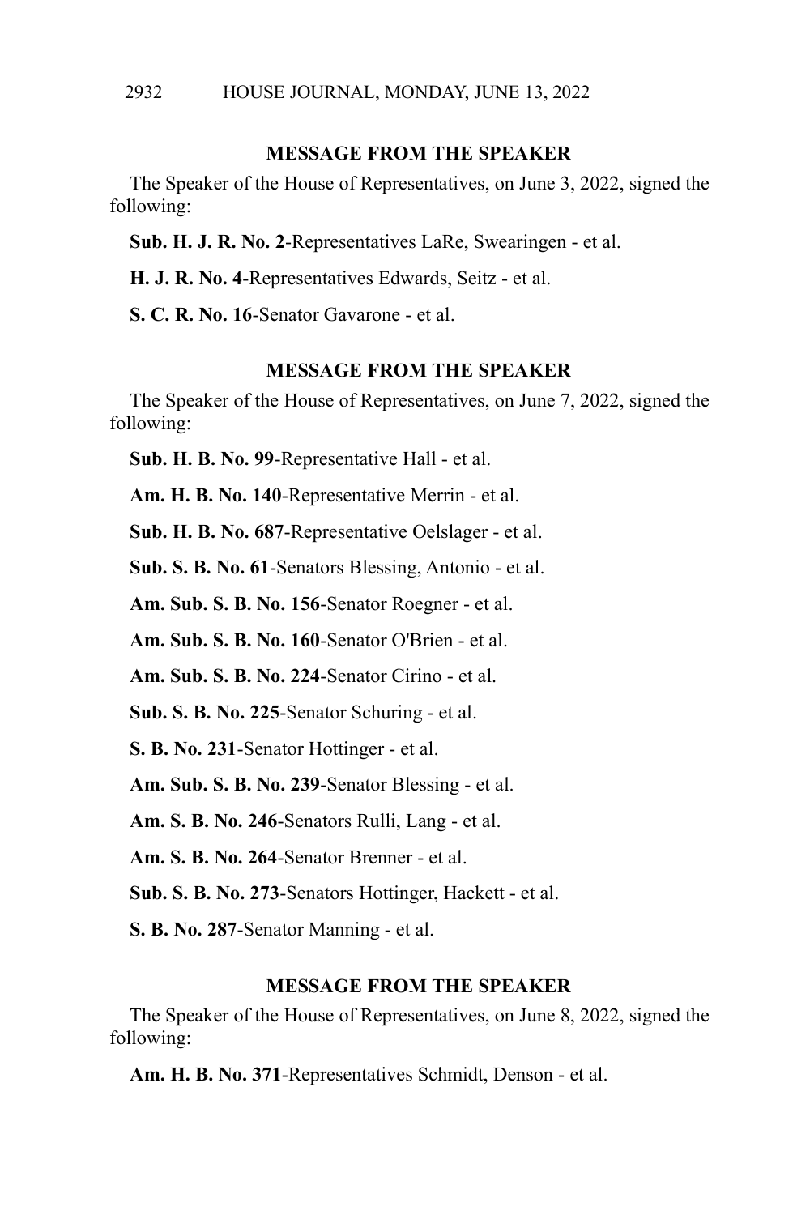## MESSAGE FROM THE SPEAKER

The Speaker of the House of Representatives, on June 3, 2022, signed the following:

**Sub. H. J. R. No. 2**-Representatives LaRe, Swearingen - et al.

**H. J. R. No. 4**-Representatives Edwards, Seitz - et al.

**S. C. R. No. 16**-Senator Gavarone - et al.

## MESSAGE FROM THE SPEAKER

The Speaker of the House of Representatives, on June 7, 2022, signed the following:

**Sub. H. B. No. 99**-Representative Hall - et al.

**Am. H. B. No. 140**-Representative Merrin - et al.

**Sub. H. B. No. 687**-Representative Oelslager - et al.

**Sub. S. B. No. 61**-Senators Blessing, Antonio - et al.

**Am. Sub. S. B. No. 156**-Senator Roegner - et al.

**Am. Sub. S. B. No. 160**-Senator O'Brien - et al.

**Am. Sub. S. B. No. 224**-Senator Cirino - et al.

**Sub. S. B. No. 225**-Senator Schuring - et al.

**S. B. No. 231**-Senator Hottinger - et al.

**Am. Sub. S. B. No. 239**-Senator Blessing - et al.

**Am. S. B. No. 246**-Senators Rulli, Lang - et al.

**Am. S. B. No. 264**-Senator Brenner - et al.

**Sub. S. B. No. 273**-Senators Hottinger, Hackett - et al.

**S. B. No. 287**-Senator Manning - et al.

## MESSAGE FROM THE SPEAKER

The Speaker of the House of Representatives, on June 8, 2022, signed the following:

**Am. H. B. No. 371**-Representatives Schmidt, Denson - et al.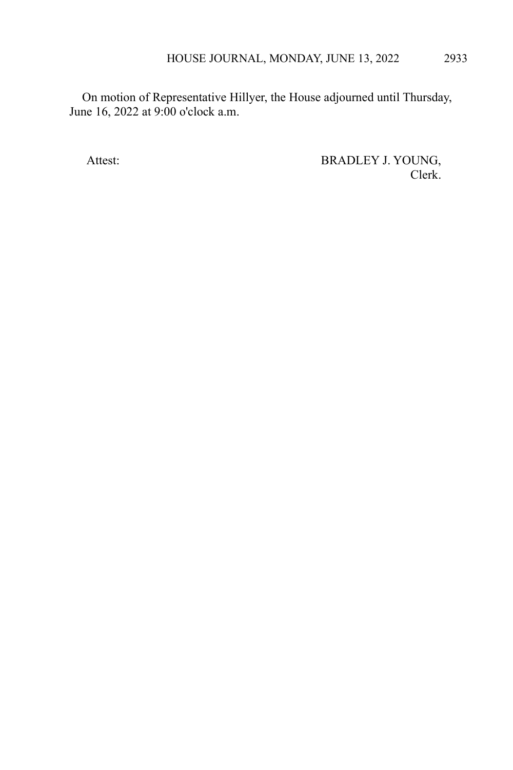On motion of Representative Hillyer, the House adjourned until Thursday, June 16, 2022 at 9:00 o'clock a.m.

Attest: BRADLEY J. YOUNG,
Clerk.